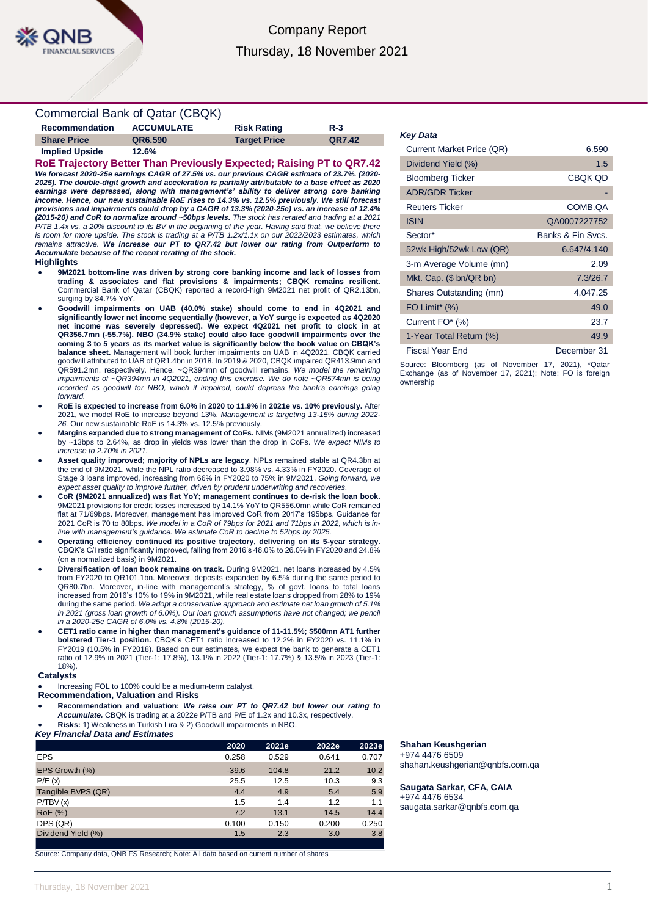Company Report

Thursday, 18 November 2021

# Commercial Bank of Qatar (CBQK)

| Recommendation | ACCUMULATE | Risk Rating | R-3 |
|---|---|---|---|
| Share Price | QR6.590 | Target Price | QR7.42 |
| Implied Upside | 12.6% | | |

## RoE Trajectory Better Than Previously Expected; Raising PT to QR7.42

***We forecast 2020-25e earnings CAGR of 27.5% vs. our previous CAGR estimate of 23.7%. (2020-2025). The double-digit growth and acceleration is partially attributable to a base effect as 2020 earnings were depressed, along with management's' ability to deliver strong core banking income. Hence, our new sustainable RoE rises to 14.3% vs. 12.5% previously. We still forecast provisions and impairments could drop by a CAGR of 13.3% (2020-25e) vs. an increase of 12.4% (2015-20) and CoR to normalize around ~50bps levels.*** *The stock has rerated and trading at a 2021 P/TB 1.4x vs. a 20% discount to its BV in the beginning of the year. Having said that, we believe there is room for more upside. The stock is trading at a P/TB 1.2x/1.1x on our 2022/2023 estimates, which remains attractive.* ***We increase our PT to QR7.42 but lower our rating from Outperform to Accumulate because of the recent rerating of the stock.***

### Highlights

- **9M2021 bottom-line was driven by strong core banking income and lack of losses from trading & associates and flat provisions & impairments; CBQK remains resilient.** Commercial Bank of Qatar (CBQK) reported a record-high 9M2021 net profit of QR2.13bn, surging by 84.7% YoY.
- **Goodwill impairments on UAB (40.0% stake) should come to end in 4Q2021 and significantly lower net income sequentially (however, a YoY surge is expected as 4Q2020 net income was severely depressed). We expect 4Q2021 net profit to clock in at QR356.7mn (-55.7%). NBO (34.9% stake) could also face goodwill impairments over the coming 3 to 5 years as its market value is significantly below the book value on CBQK's balance sheet.** Management will book further impairments on UAB in 4Q2021. CBQK carried goodwill attributed to UAB of QR1.4bn in 2018. In 2019 & 2020, CBQK impaired QR413.9mn and QR591.2mn, respectively. Hence, ~QR394mn of goodwill remains. *We model the remaining impairments of ~QR394mn in 4Q2021, ending this exercise. We do note ~QR574mn is being recorded as goodwill for NBO, which if impaired, could depress the bank's earnings going forward.*
- **RoE is expected to increase from 6.0% in 2020 to 11.9% in 2021e vs. 10% previously.** After 2021, we model RoE to increase beyond 13%. *Management is targeting 13-15% during 2022-26.* Our new sustainable RoE is 14.3% vs. 12.5% previously.
- **Margins expanded due to strong management of CoFs.** NIMs (9M2021 annualized) increased by ~13bps to 2.64%, as drop in yields was lower than the drop in CoFs. *We expect NIMs to increase to 2.70% in 2021.*
- **Asset quality improved; majority of NPLs are legacy**. NPLs remained stable at QR4.3bn at the end of 9M2021, while the NPL ratio decreased to 3.98% vs. 4.33% in FY2020. Coverage of Stage 3 loans improved, increasing from 66% in FY2020 to 75% in 9M2021. *Going forward, we expect asset quality to improve further, driven by prudent underwriting and recoveries.*
- **CoR (9M2021 annualized) was flat YoY; management continues to de-risk the loan book.** 9M2021 provisions for credit losses increased by 14.1% YoY to QR556.0mn while CoR remained flat at 71/69bps. Moreover, management has improved CoR from 2017's 195bps. Guidance for 2021 CoR is 70 to 80bps. *We model in a CoR of 79bps for 2021 and 71bps in 2022, which is in-line with management's guidance. We estimate CoR to decline to 52bps by 2025.*
- **Operating efficiency continued its positive trajectory, delivering on its 5-year strategy.** CBQK's C/I ratio significantly improved, falling from 2016's 48.0% to 26.0% in FY2020 and 24.8% (on a normalized basis) in 9M2021.
- **Diversification of loan book remains on track.** During 9M2021, net loans increased by 4.5% from FY2020 to QR101.1bn. Moreover, deposits expanded by 6.5% during the same period to QR80.7bn. Moreover, in-line with management's strategy, % of govt. loans to total loans increased from 2016's 10% to 19% in 9M2021, while real estate loans dropped from 28% to 19% during the same period. *We adopt a conservative approach and estimate net loan growth of 5.1% in 2021 (gross loan growth of 6.0%). Our loan growth assumptions have not changed; we pencil in a 2020-25e CAGR of 6.0% vs. 4.8% (2015-20).*
- **CET1 ratio came in higher than management's guidance of 11-11.5%; $500mn AT1 further bolstered Tier-1 position.** CBQK's CET1 ratio increased to 12.2% in FY2020 vs. 11.1% in FY2019 (10.5% in FY2018). Based on our estimates, we expect the bank to generate a CET1 ratio of 12.9% in 2021 (Tier-1: 17.8%), 13.1% in 2022 (Tier-1: 17.7%) & 13.5% in 2023 (Tier-1: 18%).

### Catalysts

- Increasing FOL to 100% could be a medium-term catalyst.

### Recommendation, Valuation and Risks

- **Recommendation and valuation:** ***We raise our PT to QR7.42 but lower our rating to Accumulate.*** CBQK is trading at a 2022e P/TB and P/E of 1.2x and 10.3x, respectively.
- **Risks:** 1) Weakness in Turkish Lira & 2) Goodwill impairments in NBO.

### *Key Financial Data and Estimates*

| | 2020 | 2021e | 2022e | 2023e |
|---|---|---|---|---|
| EPS | 0.258 | 0.529 | 0.641 | 0.707 |
| EPS Growth (%) | -39.6 | 104.8 | 21.2 | 10.2 |
| P/E (x) | 25.5 | 12.5 | 10.3 | 9.3 |
| Tangible BVPS (QR) | 4.4 | 4.9 | 5.4 | 5.9 |
| P/TBV (x) | 1.5 | 1.4 | 1.2 | 1.1 |
| RoE (%) | 7.2 | 13.1 | 14.5 | 14.4 |
| DPS (QR) | 0.100 | 0.150 | 0.200 | 0.250 |
| Dividend Yield (%) | 1.5 | 2.3 | 3.0 | 3.8 |

Source: Company data, QNB FS Research; Note: All data based on current number of shares

### *Key Data*

| | |
|---|---|
| Current Market Price (QR) | 6.590 |
| Dividend Yield (%) | 1.5 |
| Bloomberg Ticker | CBQK QD |
| ADR/GDR Ticker | - |
| Reuters Ticker | COMB.QA |
| ISIN | QA0007227752 |
| Sector* | Banks & Fin Svcs. |
| 52wk High/52wk Low (QR) | 6.647/4.140 |
| 3-m Average Volume (mn) | 2.09 |
| Mkt. Cap. ($ bn/QR bn) | 7.3/26.7 |
| Shares Outstanding (mn) | 4,047.25 |
| FO Limit* (%) | 49.0 |
| Current FO* (%) | 23.7 |
| 1-Year Total Return (%) | 49.9 |
| Fiscal Year End | December 31 |

Source: Bloomberg (as of November 17, 2021), *Qatar Exchange (as of November 17, 2021); Note: FO is foreign ownership

**Shahan Keushgerian**
+974 4476 6509
shahan.keushgerian@qnbfs.com.qa

**Saugata Sarkar, CFA, CAIA**
+974 4476 6534
saugata.sarkar@qnbfs.com.qa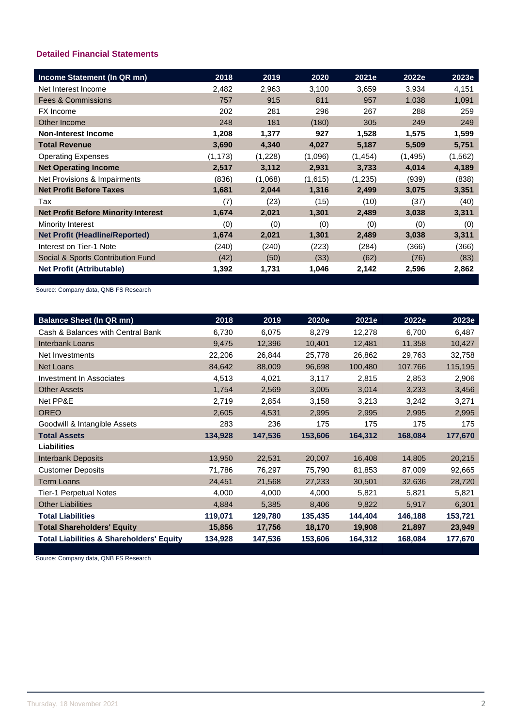### Detailed Financial Statements

| Income Statement (In QR mn) | 2018 | 2019 | 2020 | 2021e | 2022e | 2023e |
|---|---|---|---|---|---|---|
| Net Interest Income | 2,482 | 2,963 | 3,100 | 3,659 | 3,934 | 4,151 |
| Fees & Commissions | 757 | 915 | 811 | 957 | 1,038 | 1,091 |
| FX Income | 202 | 281 | 296 | 267 | 288 | 259 |
| Other Income | 248 | 181 | (180) | 305 | 249 | 249 |
| **Non-Interest Income** | **1,208** | **1,377** | **927** | **1,528** | **1,575** | **1,599** |
| **Total Revenue** | **3,690** | **4,340** | **4,027** | **5,187** | **5,509** | **5,751** |
| Operating Expenses | (1,173) | (1,228) | (1,096) | (1,454) | (1,495) | (1,562) |
| **Net Operating Income** | **2,517** | **3,112** | **2,931** | **3,733** | **4,014** | **4,189** |
| Net Provisions & Impairments | (836) | (1,068) | (1,615) | (1,235) | (939) | (838) |
| **Net Profit Before Taxes** | **1,681** | **2,044** | **1,316** | **2,499** | **3,075** | **3,351** |
| Tax | (7) | (23) | (15) | (10) | (37) | (40) |
| **Net Profit Before Minority Interest** | **1,674** | **2,021** | **1,301** | **2,489** | **3,038** | **3,311** |
| Minority Interest | (0) | (0) | (0) | (0) | (0) | (0) |
| **Net Profit (Headline/Reported)** | **1,674** | **2,021** | **1,301** | **2,489** | **3,038** | **3,311** |
| Interest on Tier-1 Note | (240) | (240) | (223) | (284) | (366) | (366) |
| Social & Sports Contribution Fund | (42) | (50) | (33) | (62) | (76) | (83) |
| **Net Profit (Attributable)** | **1,392** | **1,731** | **1,046** | **2,142** | **2,596** | **2,862** |

Source: Company data, QNB FS Research

| Balance Sheet (In QR mn) | 2018 | 2019 | 2020e | 2021e | 2022e | 2023e |
|---|---|---|---|---|---|---|
| Cash & Balances with Central Bank | 6,730 | 6,075 | 8,279 | 12,278 | 6,700 | 6,487 |
| Interbank Loans | 9,475 | 12,396 | 10,401 | 12,481 | 11,358 | 10,427 |
| Net Investments | 22,206 | 26,844 | 25,778 | 26,862 | 29,763 | 32,758 |
| Net Loans | 84,642 | 88,009 | 96,698 | 100,480 | 107,766 | 115,195 |
| Investment In Associates | 4,513 | 4,021 | 3,117 | 2,815 | 2,853 | 2,906 |
| Other Assets | 1,754 | 2,569 | 3,005 | 3,014 | 3,233 | 3,456 |
| Net PP&E | 2,719 | 2,854 | 3,158 | 3,213 | 3,242 | 3,271 |
| OREO | 2,605 | 4,531 | 2,995 | 2,995 | 2,995 | 2,995 |
| Goodwill & Intangible Assets | 283 | 236 | 175 | 175 | 175 | 175 |
| **Total Assets** | **134,928** | **147,536** | **153,606** | **164,312** | **168,084** | **177,670** |
| **Liabilities** | | | | | | |
| Interbank Deposits | 13,950 | 22,531 | 20,007 | 16,408 | 14,805 | 20,215 |
| Customer Deposits | 71,786 | 76,297 | 75,790 | 81,853 | 87,009 | 92,665 |
| Term Loans | 24,451 | 21,568 | 27,233 | 30,501 | 32,636 | 28,720 |
| Tier-1 Perpetual Notes | 4,000 | 4,000 | 4,000 | 5,821 | 5,821 | 5,821 |
| Other Liabilities | 4,884 | 5,385 | 8,406 | 9,822 | 5,917 | 6,301 |
| **Total Liabilities** | **119,071** | **129,780** | **135,435** | **144,404** | **146,188** | **153,721** |
| **Total Shareholders' Equity** | **15,856** | **17,756** | **18,170** | **19,908** | **21,897** | **23,949** |
| **Total Liabilities & Shareholders' Equity** | **134,928** | **147,536** | **153,606** | **164,312** | **168,084** | **177,670** |

Source: Company data, QNB FS Research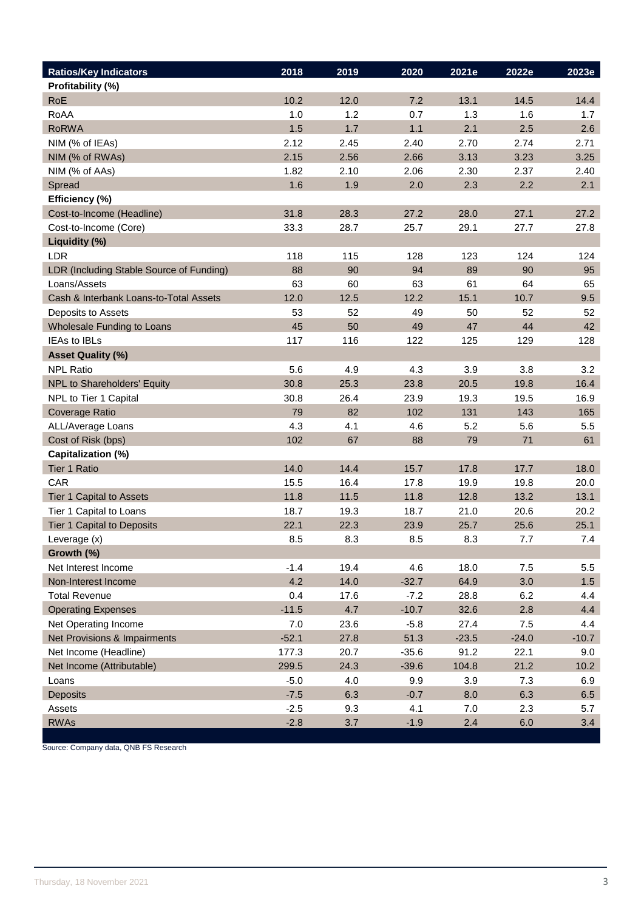| Ratios/Key Indicators | 2018 | 2019 | 2020 | 2021e | 2022e | 2023e |
|---|---|---|---|---|---|---|
| **Profitability (%)** | | | | | | |
| RoE | 10.2 | 12.0 | 7.2 | 13.1 | 14.5 | 14.4 |
| RoAA | 1.0 | 1.2 | 0.7 | 1.3 | 1.6 | 1.7 |
| RoRWA | 1.5 | 1.7 | 1.1 | 2.1 | 2.5 | 2.6 |
| NIM (% of IEAs) | 2.12 | 2.45 | 2.40 | 2.70 | 2.74 | 2.71 |
| NIM (% of RWAs) | 2.15 | 2.56 | 2.66 | 3.13 | 3.23 | 3.25 |
| NIM (% of AAs) | 1.82 | 2.10 | 2.06 | 2.30 | 2.37 | 2.40 |
| Spread | 1.6 | 1.9 | 2.0 | 2.3 | 2.2 | 2.1 |
| **Efficiency (%)** | | | | | | |
| Cost-to-Income (Headline) | 31.8 | 28.3 | 27.2 | 28.0 | 27.1 | 27.2 |
| Cost-to-Income (Core) | 33.3 | 28.7 | 25.7 | 29.1 | 27.7 | 27.8 |
| **Liquidity (%)** | | | | | | |
| LDR | 118 | 115 | 128 | 123 | 124 | 124 |
| LDR (Including Stable Source of Funding) | 88 | 90 | 94 | 89 | 90 | 95 |
| Loans/Assets | 63 | 60 | 63 | 61 | 64 | 65 |
| Cash & Interbank Loans-to-Total Assets | 12.0 | 12.5 | 12.2 | 15.1 | 10.7 | 9.5 |
| Deposits to Assets | 53 | 52 | 49 | 50 | 52 | 52 |
| Wholesale Funding to Loans | 45 | 50 | 49 | 47 | 44 | 42 |
| IEAs to IBLs | 117 | 116 | 122 | 125 | 129 | 128 |
| **Asset Quality (%)** | | | | | | |
| NPL Ratio | 5.6 | 4.9 | 4.3 | 3.9 | 3.8 | 3.2 |
| NPL to Shareholders' Equity | 30.8 | 25.3 | 23.8 | 20.5 | 19.8 | 16.4 |
| NPL to Tier 1 Capital | 30.8 | 26.4 | 23.9 | 19.3 | 19.5 | 16.9 |
| Coverage Ratio | 79 | 82 | 102 | 131 | 143 | 165 |
| ALL/Average Loans | 4.3 | 4.1 | 4.6 | 5.2 | 5.6 | 5.5 |
| Cost of Risk (bps) | 102 | 67 | 88 | 79 | 71 | 61 |
| **Capitalization (%)** | | | | | | |
| Tier 1 Ratio | 14.0 | 14.4 | 15.7 | 17.8 | 17.7 | 18.0 |
| CAR | 15.5 | 16.4 | 17.8 | 19.9 | 19.8 | 20.0 |
| Tier 1 Capital to Assets | 11.8 | 11.5 | 11.8 | 12.8 | 13.2 | 13.1 |
| Tier 1 Capital to Loans | 18.7 | 19.3 | 18.7 | 21.0 | 20.6 | 20.2 |
| Tier 1 Capital to Deposits | 22.1 | 22.3 | 23.9 | 25.7 | 25.6 | 25.1 |
| Leverage (x) | 8.5 | 8.3 | 8.5 | 8.3 | 7.7 | 7.4 |
| **Growth (%)** | | | | | | |
| Net Interest Income | -1.4 | 19.4 | 4.6 | 18.0 | 7.5 | 5.5 |
| Non-Interest Income | 4.2 | 14.0 | -32.7 | 64.9 | 3.0 | 1.5 |
| Total Revenue | 0.4 | 17.6 | -7.2 | 28.8 | 6.2 | 4.4 |
| Operating Expenses | -11.5 | 4.7 | -10.7 | 32.6 | 2.8 | 4.4 |
| Net Operating Income | 7.0 | 23.6 | -5.8 | 27.4 | 7.5 | 4.4 |
| Net Provisions & Impairments | -52.1 | 27.8 | 51.3 | -23.5 | -24.0 | -10.7 |
| Net Income (Headline) | 177.3 | 20.7 | -35.6 | 91.2 | 22.1 | 9.0 |
| Net Income (Attributable) | 299.5 | 24.3 | -39.6 | 104.8 | 21.2 | 10.2 |
| Loans | -5.0 | 4.0 | 9.9 | 3.9 | 7.3 | 6.9 |
| Deposits | -7.5 | 6.3 | -0.7 | 8.0 | 6.3 | 6.5 |
| Assets | -2.5 | 9.3 | 4.1 | 7.0 | 2.3 | 5.7 |
| RWAs | -2.8 | 3.7 | -1.9 | 2.4 | 6.0 | 3.4 |

Source: Company data, QNB FS Research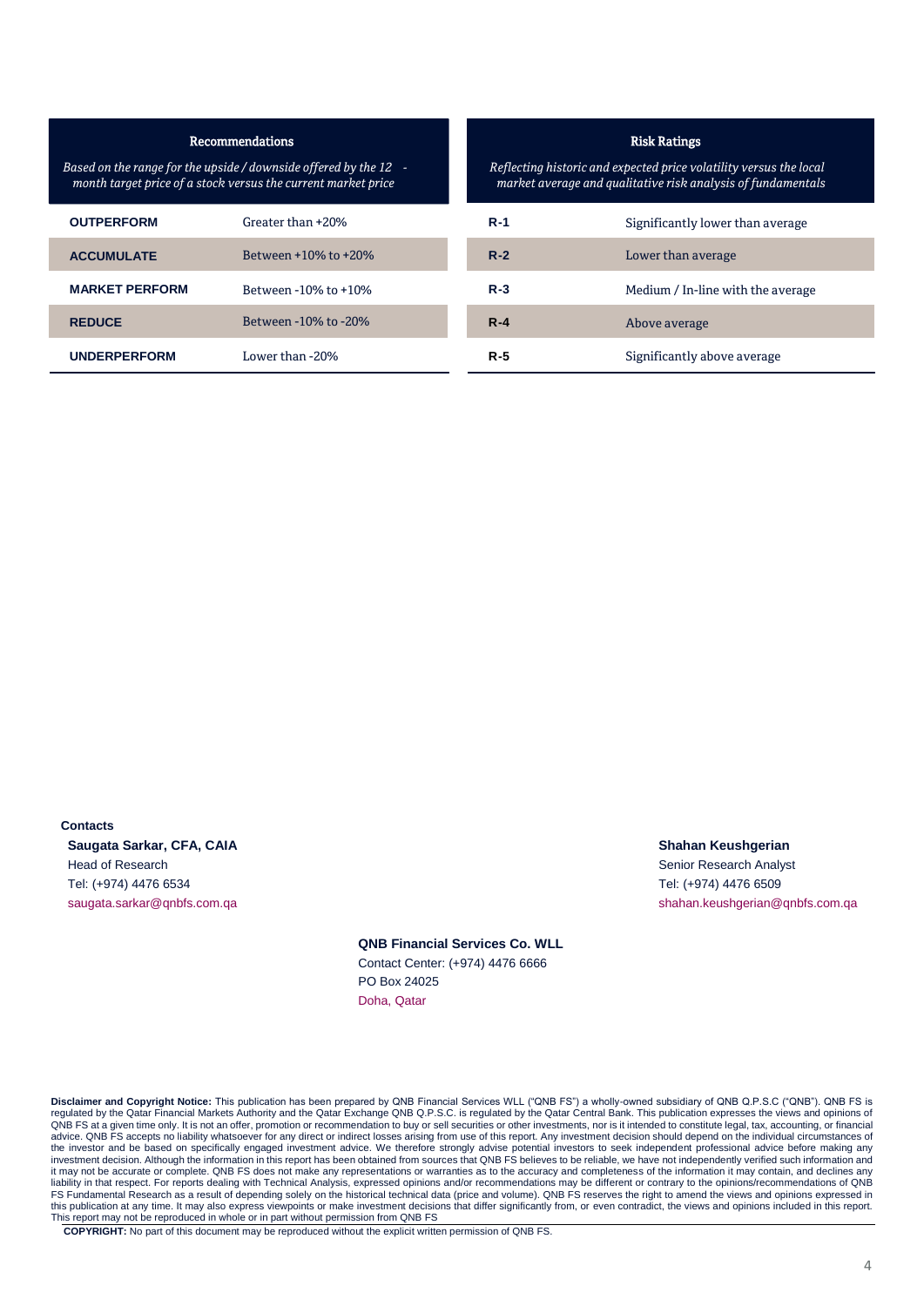| Recommendations | |
|---|---|
| *Based on the range for the upside / downside offered by the 12 - month target price of a stock versus the current market price* | |
| **OUTPERFORM** | Greater than +20% |
| **ACCUMULATE** | Between +10% to +20% |
| **MARKET PERFORM** | Between -10% to +10% |
| **REDUCE** | Between -10% to -20% |
| **UNDERPERFORM** | Lower than -20% |

| Risk Ratings | |
|---|---|
| *Reflecting historic and expected price volatility versus the local market average and qualitative risk analysis of fundamentals* | |
| **R-1** | Significantly lower than average |
| **R-2** | Lower than average |
| **R-3** | Medium / In-line with the average |
| **R-4** | Above average |
| **R-5** | Significantly above average |

**Contacts**

**Saugata Sarkar, CFA, CAIA**
Head of Research
Tel: (+974) 4476 6534
saugata.sarkar@qnbfs.com.qa

**Shahan Keushgerian**
Senior Research Analyst
Tel: (+974) 4476 6509
shahan.keushgerian@qnbfs.com.qa

**QNB Financial Services Co. WLL**
Contact Center: (+974) 4476 6666
PO Box 24025
Doha, Qatar

**Disclaimer and Copyright Notice:** This publication has been prepared by QNB Financial Services WLL ("QNB FS") a wholly-owned subsidiary of QNB Q.P.S.C ("QNB"). QNB FS is regulated by the Qatar Financial Markets Authority and the Qatar Exchange QNB Q.P.S.C. is regulated by the Qatar Central Bank. This publication expresses the views and opinions of QNB FS at a given time only. It is not an offer, promotion or recommendation to buy or sell securities or other investments, nor is it intended to constitute legal, tax, accounting, or financial advice. QNB FS accepts no liability whatsoever for any direct or indirect losses arising from use of this report. Any investment decision should depend on the individual circumstances of the investor and be based on specifically engaged investment advice. We therefore strongly advise potential investors to seek independent professional advice before making any investment decision. Although the information in this report has been obtained from sources that QNB FS believes to be reliable, we have not independently verified such information and it may not be accurate or complete. QNB FS does not make any representations or warranties as to the accuracy and completeness of the information it may contain, and declines any liability in that respect. For reports dealing with Technical Analysis, expressed opinions and/or recommendations may be different or contrary to the opinions/recommendations of QNB FS Fundamental Research as a result of depending solely on the historical technical data (price and volume). QNB FS reserves the right to amend the views and opinions expressed in this publication at any time. It may also express viewpoints or make investment decisions that differ significantly from, or even contradict, the views and opinions included in this report. This report may not be reproduced in whole or in part without permission from QNB FS

**COPYRIGHT:** No part of this document may be reproduced without the explicit written permission of QNB FS.